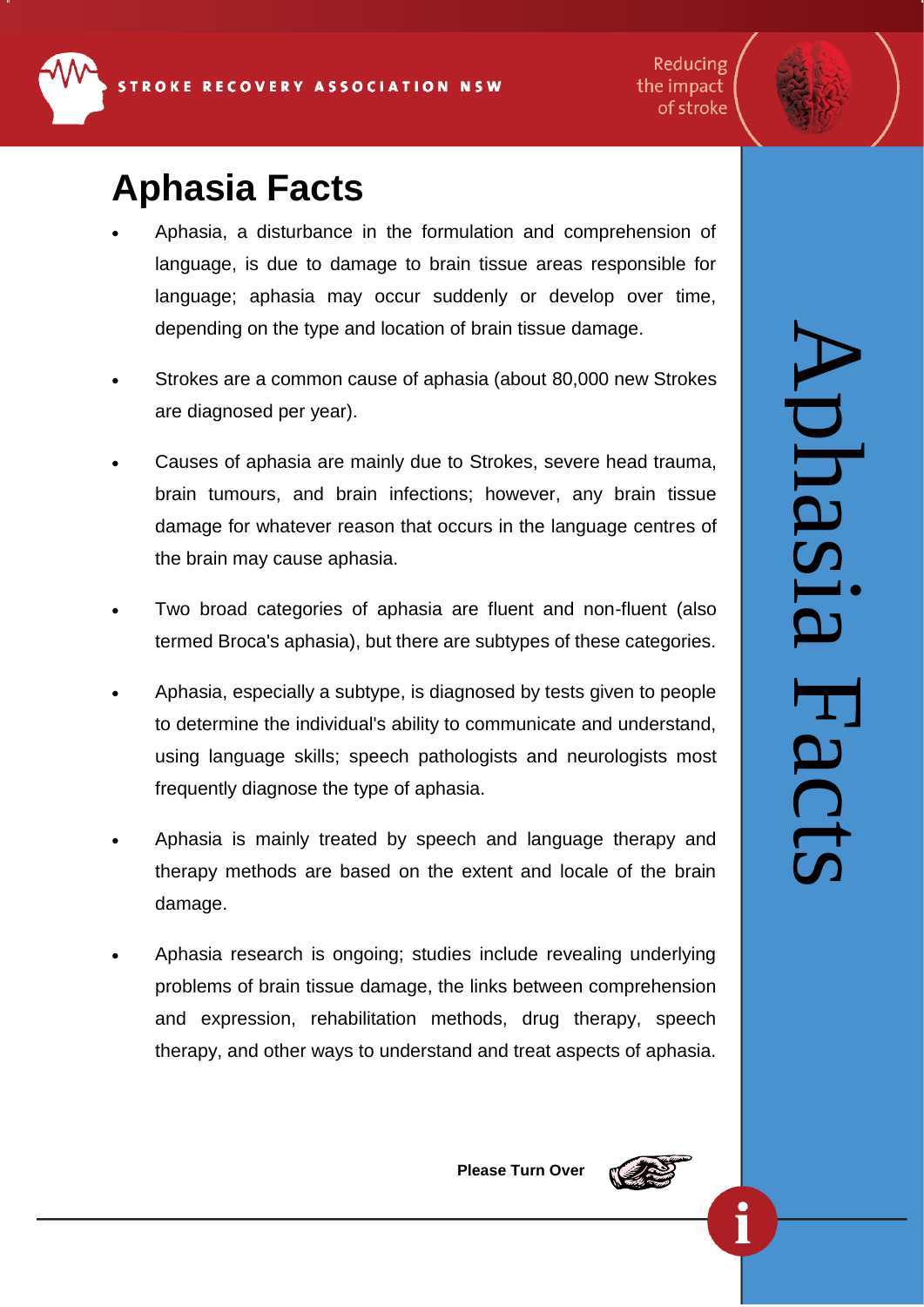STROKE RECOVERY ASSOCIATION NSW

Reducing the impact of stroke

# Aphasia Facts

- Aphasia, a disturbance in the formulation and comprehension of language, is due to damage to brain tissue areas responsible for language; aphasia may occur suddenly or develop over time, depending on the type and location of brain tissue damage.
- Strokes are a common cause of aphasia (about 80,000 new Strokes are diagnosed per year).
- Causes of aphasia are mainly due to Strokes, severe head trauma, brain tumours, and brain infections; however, any brain tissue damage for whatever reason that occurs in the language centres of the brain may cause aphasia.
- Two broad categories of aphasia are fluent and non-fluent (also termed Broca's aphasia), but there are subtypes of these categories.
- Aphasia, especially a subtype, is diagnosed by tests given to people to determine the individual's ability to communicate and understand, using language skills; speech pathologists and neurologists most frequently diagnose the type of aphasia.
- Aphasia is mainly treated by speech and language therapy and therapy methods are based on the extent and locale of the brain damage.
- Aphasia research is ongoing; studies include revealing underlying problems of brain tissue damage, the links between comprehension and expression, rehabilitation methods, drug therapy, speech therapy, and other ways to understand and treat aspects of aphasia.

Aphasia Facts

**Please Turn Over**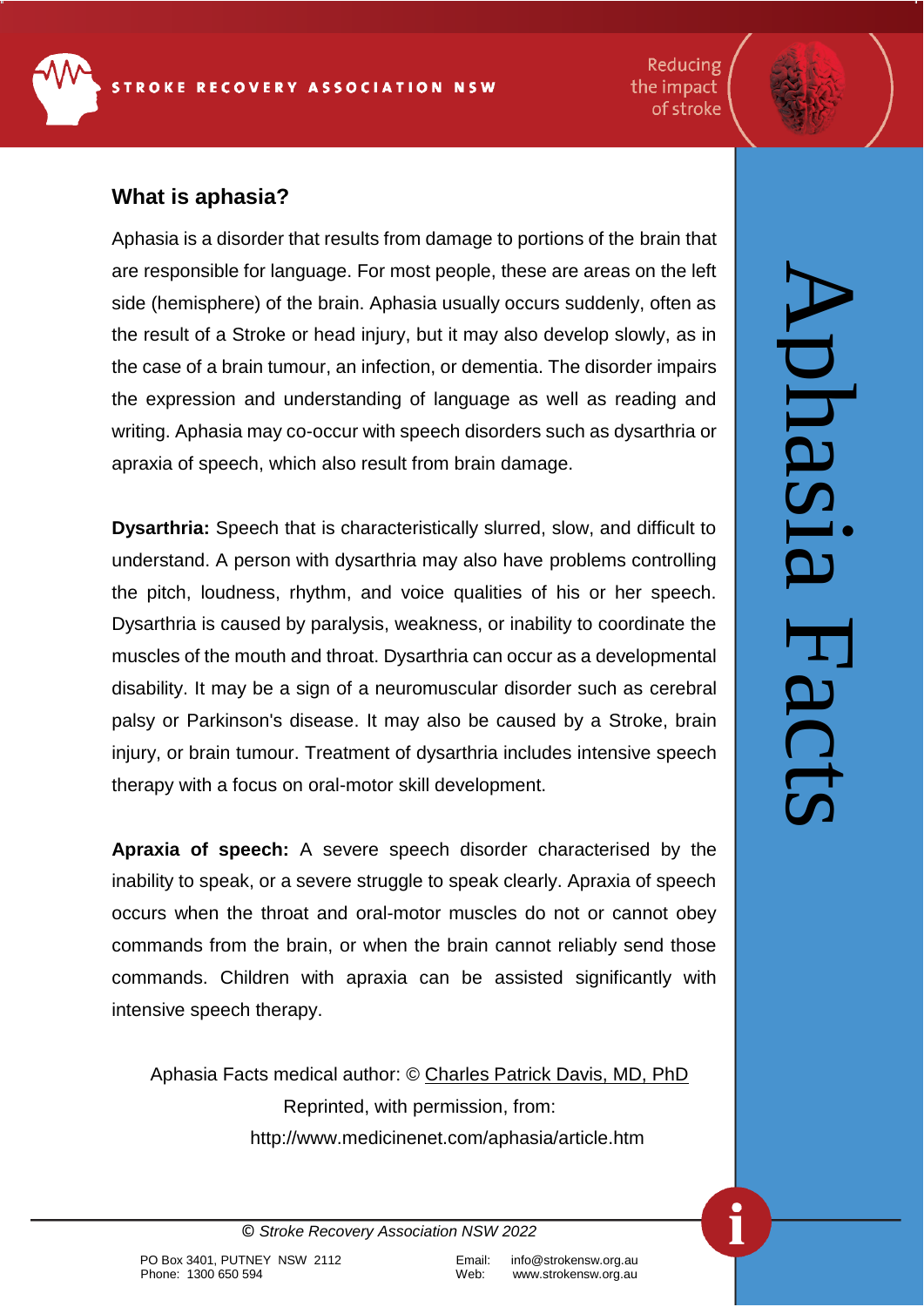## What is aphasia?

Aphasia is a disorder that results from damage to portions of the brain that are responsible for language. For most people, these are areas on the left side (hemisphere) of the brain. Aphasia usually occurs suddenly, often as the result of a Stroke or head injury, but it may also develop slowly, as in the case of a brain tumour, an infection, or dementia. The disorder impairs the expression and understanding of language as well as reading and writing. Aphasia may co-occur with speech disorders such as dysarthria or apraxia of speech, which also result from brain damage.

**Dysarthria:** Speech that is characteristically slurred, slow, and difficult to understand. A person with dysarthria may also have problems controlling the pitch, loudness, rhythm, and voice qualities of his or her speech. Dysarthria is caused by paralysis, weakness, or inability to coordinate the muscles of the mouth and throat. Dysarthria can occur as a developmental disability. It may be a sign of a neuromuscular disorder such as cerebral palsy or Parkinson's disease. It may also be caused by a Stroke, brain injury, or brain tumour. Treatment of dysarthria includes intensive speech therapy with a focus on oral-motor skill development.

**Apraxia of speech:** A severe speech disorder characterised by the inability to speak, or a severe struggle to speak clearly. Apraxia of speech occurs when the throat and oral-motor muscles do not or cannot obey commands from the brain, or when the brain cannot reliably send those commands. Children with apraxia can be assisted significantly with intensive speech therapy.

Aphasia Facts medical author: © Charles Patrick Davis, MD, PhD
Reprinted, with permission, from:
http://www.medicinenet.com/aphasia/article.htm